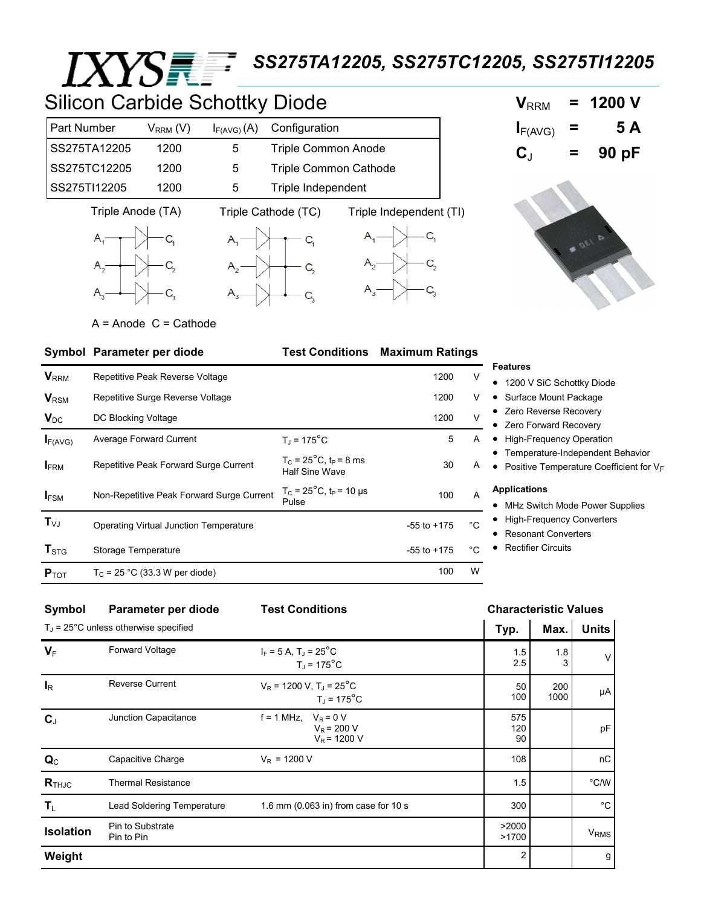# SS275TA12205, SS275TC12205, SS275TI12205

## Silicon Carbide Schottky Diode

$V_{RRM}$ = 1200 V
$I_{F(AVG)}$ = 5 A
$C_J$ = 90 pF

| Part Number | $V_{RRM}$ (V) | $I_{F(AVG)}$ (A) | Configuration |
|---|---|---|---|
| SS275TA12205 | 1200 | 5 | Triple Common Anode |
| SS275TC12205 | 1200 | 5 | Triple Common Cathode |
| SS275TI12205 | 1200 | 5 | Triple Independent |

Triple Anode (TA) Triple Cathode (TC) Triple Independent (TI)

A = Anode C = Cathode

| Symbol | Parameter per diode | Test Conditions | Maximum Ratings | |
|---|---|---|---|---|
| $V_{RRM}$ | Repetitive Peak Reverse Voltage | | 1200 | V |
| $V_{RSM}$ | Repetitive Surge Reverse Voltage | | 1200 | V |
| $V_{DC}$ | DC Blocking Voltage | | 1200 | V |
| $I_{F(AVG)}$ | Average Forward Current | $T_J$ = 175°C | 5 | A |
| $I_{FRM}$ | Repetitive Peak Forward Surge Current | $T_C$ = 25°C, $t_P$ = 8 ms Half Sine Wave | 30 | A |
| $I_{FSM}$ | Non-Repetitive Peak Forward Surge Current | $T_C$ = 25°C, $t_P$ = 10 µs Pulse | 100 | A |
| $T_{VJ}$ | Operating Virtual Junction Temperature | | -55 to +175 | °C |
| $T_{STG}$ | Storage Temperature | | -55 to +175 | °C |
| $P_{TOT}$ | $T_C$ = 25 °C (33.3 W per diode) | | 100 | W |

**Features**

- 1200 V SiC Schottky Diode
- Surface Mount Package
- Zero Reverse Recovery
- Zero Forward Recovery
- High-Frequency Operation
- Temperature-Independent Behavior
- Positive Temperature Coefficient for $V_F$

**Applications**

- MHz Switch Mode Power Supplies
- High-Frequency Converters
- Resonant Converters
- Rectifier Circuits

| Symbol | Parameter per diode | Test Conditions | Characteristic Values | | |
|---|---|---|---|---|---|
| $T_J$ = 25°C unless otherwise specified | | | Typ. | Max. | Units |
| $V_F$ | Forward Voltage | $I_F$ = 5 A, $T_J$ = 25°C<br>$T_J$ = 175°C | 1.5<br>2.5 | 1.8<br>3 | V |
| $I_R$ | Reverse Current | $V_R$ = 1200 V, $T_J$ = 25°C<br>$T_J$ = 175°C | 50<br>100 | 200<br>1000 | µA |
| $C_J$ | Junction Capacitance | f = 1 MHz, $V_R$ = 0 V<br>$V_R$ = 200 V<br>$V_R$ = 1200 V | 575<br>120<br>90 | | pF |
| $Q_C$ | Capacitive Charge | $V_R$ = 1200 V | 108 | | nC |
| $R_{THJC}$ | Thermal Resistance | | 1.5 | | °C/W |
| $T_L$ | Lead Soldering Temperature | 1.6 mm (0.063 in) from case for 10 s | 300 | | °C |
| **Isolation** | Pin to Substrate<br>Pin to Pin | | >2000<br>>1700 | | $V_{RMS}$ |
| **Weight** | | | 2 | | g |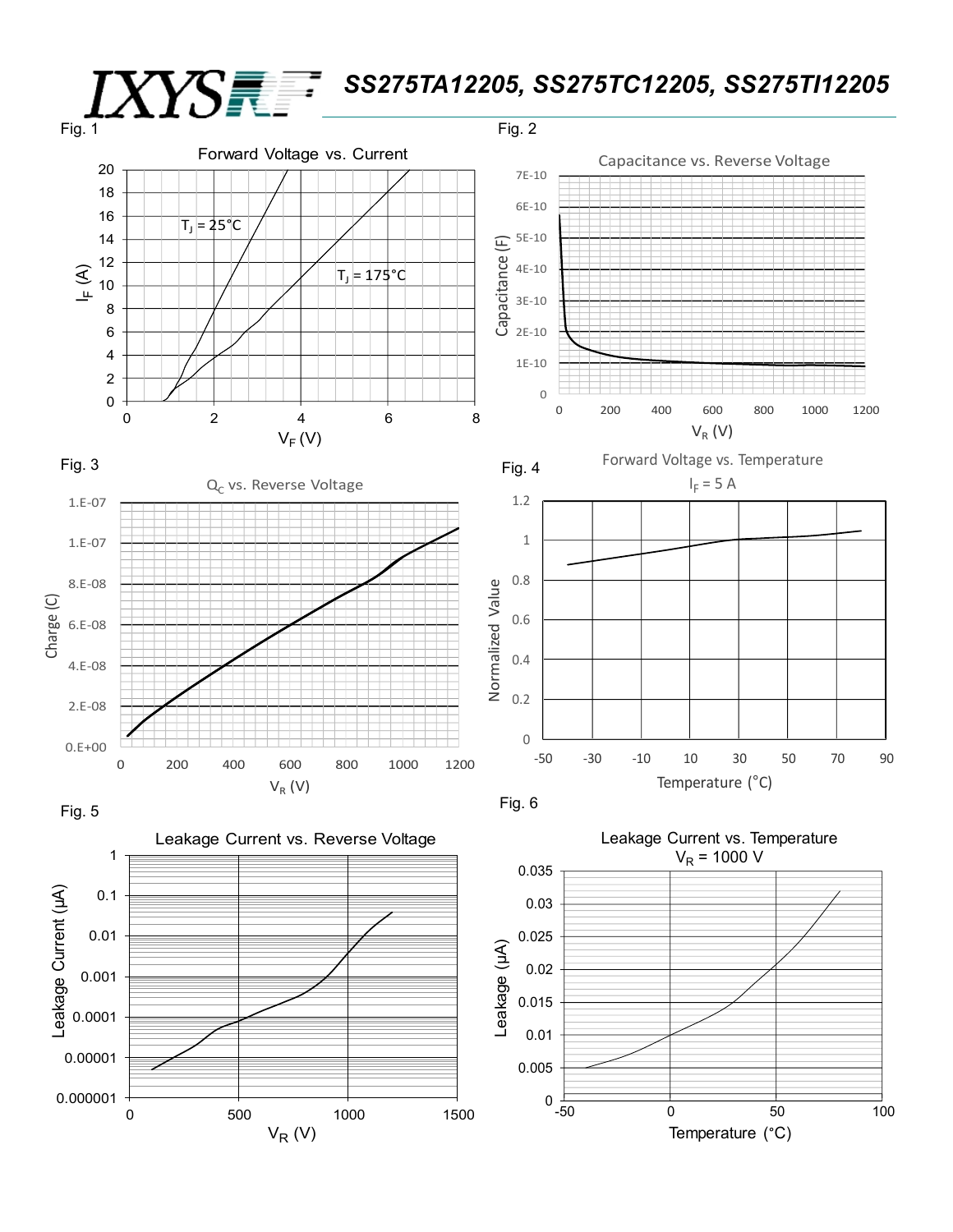Fig. 1

Forward Voltage vs. Current

Fig. 2

Capacitance vs. Reverse Voltage

Fig. 3

$Q_C$ vs. Reverse Voltage

Fig. 4

Forward Voltage vs. Temperature

$I_F$ = 5 A

Fig. 5

Leakage Current vs. Reverse Voltage

Fig. 6

Leakage Current vs. Temperature

$V_R$ = 1000 V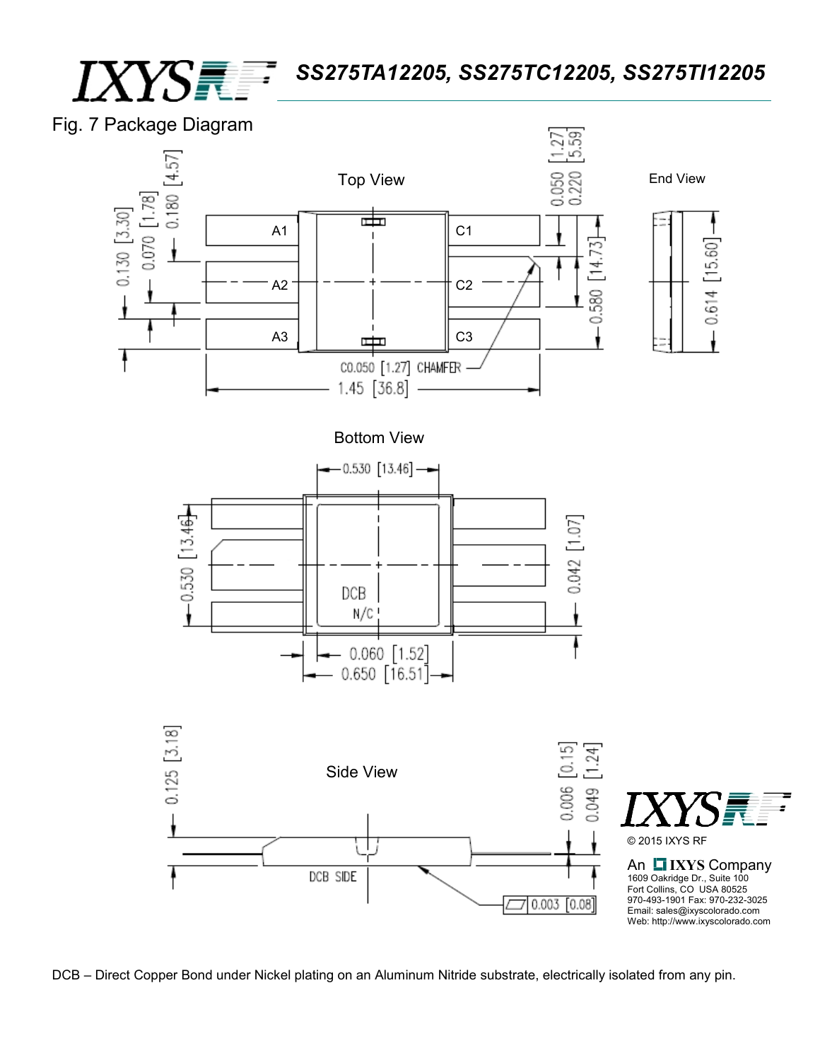## Fig. 7 Package Diagram

Top View

End View

A1
A2
A3
C1
C2
C3

0.130 [3.30]
0.070 [1.78]
0.180 [4.57]
0.050 [1.27]
0.220 [5.59]
0.580 [14.73]
0.614 [15.60]
C0.050 [1.27] CHAMFER
1.45 [36.8]

Bottom View

0.530 [13.46]
0.530 [13.46]
0.042 [1.07]
DCB
N/C
0.060 [1.52]
0.650 [16.51]

Side View

0.125 [3.18]
0.006 [0.15]
0.049 [1.24]
DCB SIDE
0.003 [0.08]

© 2015 IXYS RF

An IXYS Company
1609 Oakridge Dr., Suite 100
Fort Collins, CO USA 80525
970-493-1901 Fax: 970-232-3025
Email: sales@ixyscolorado.com
Web: http://www.ixyscolorado.com

DCB – Direct Copper Bond under Nickel plating on an Aluminum Nitride substrate, electrically isolated from any pin.